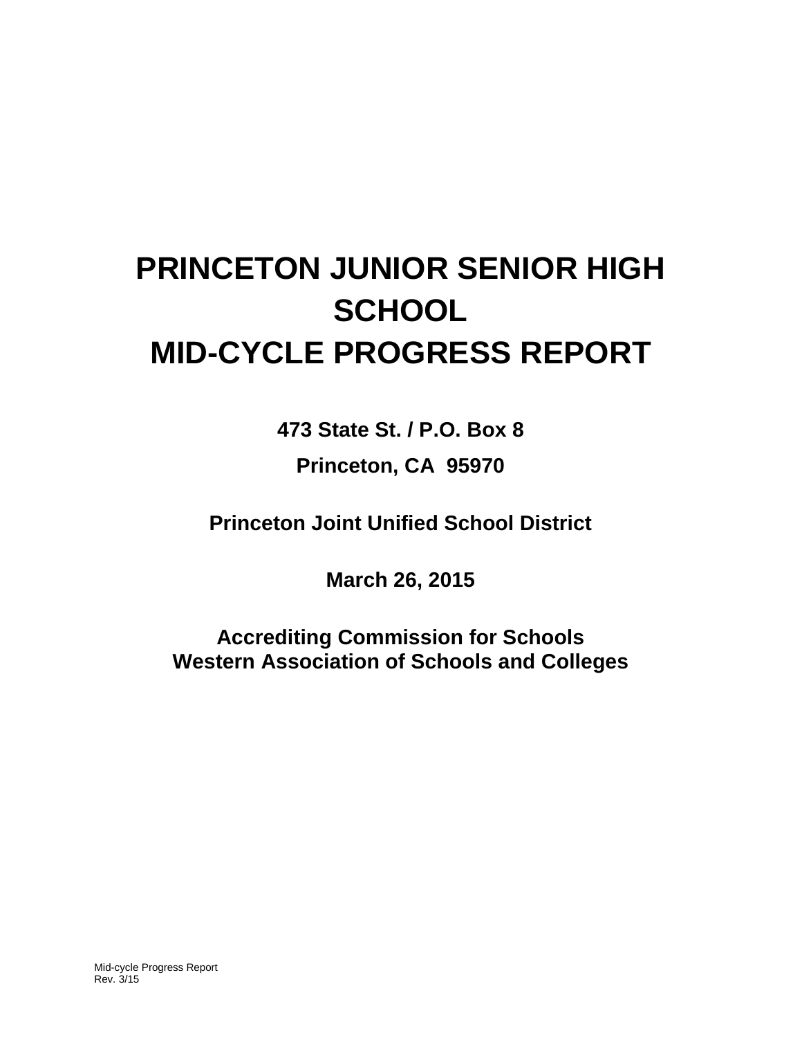# PRINCETON JUNIOR SENIOR HIGH SCHOOL
# MID-CYCLE PROGRESS REPORT

**473 State St. / P.O. Box 8**

**Princeton, CA 95970**

**Princeton Joint Unified School District**

**March 26, 2015**

**Accrediting Commission for Schools**
**Western Association of Schools and Colleges**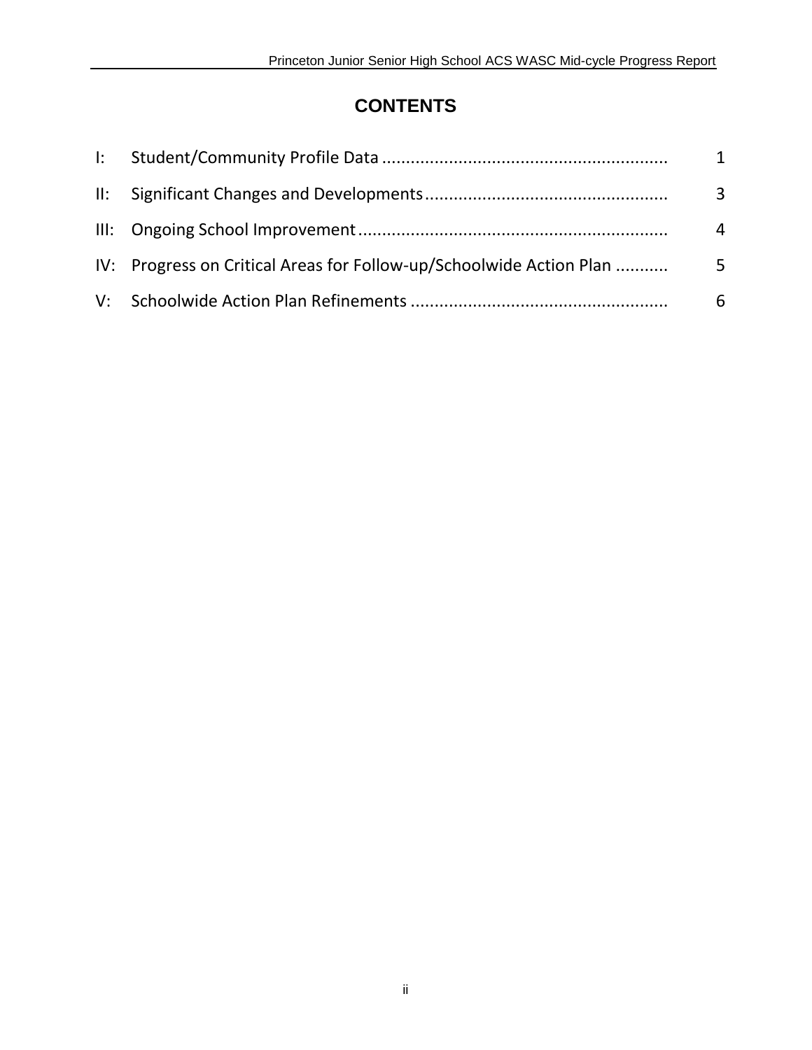# CONTENTS

| | | |
|---|---|---|
| I: | Student/Community Profile Data | 1 |
| II: | Significant Changes and Developments | 3 |
| III: | Ongoing School Improvement | 4 |
| IV: | Progress on Critical Areas for Follow-up/Schoolwide Action Plan | 5 |
| V: | Schoolwide Action Plan Refinements | 6 |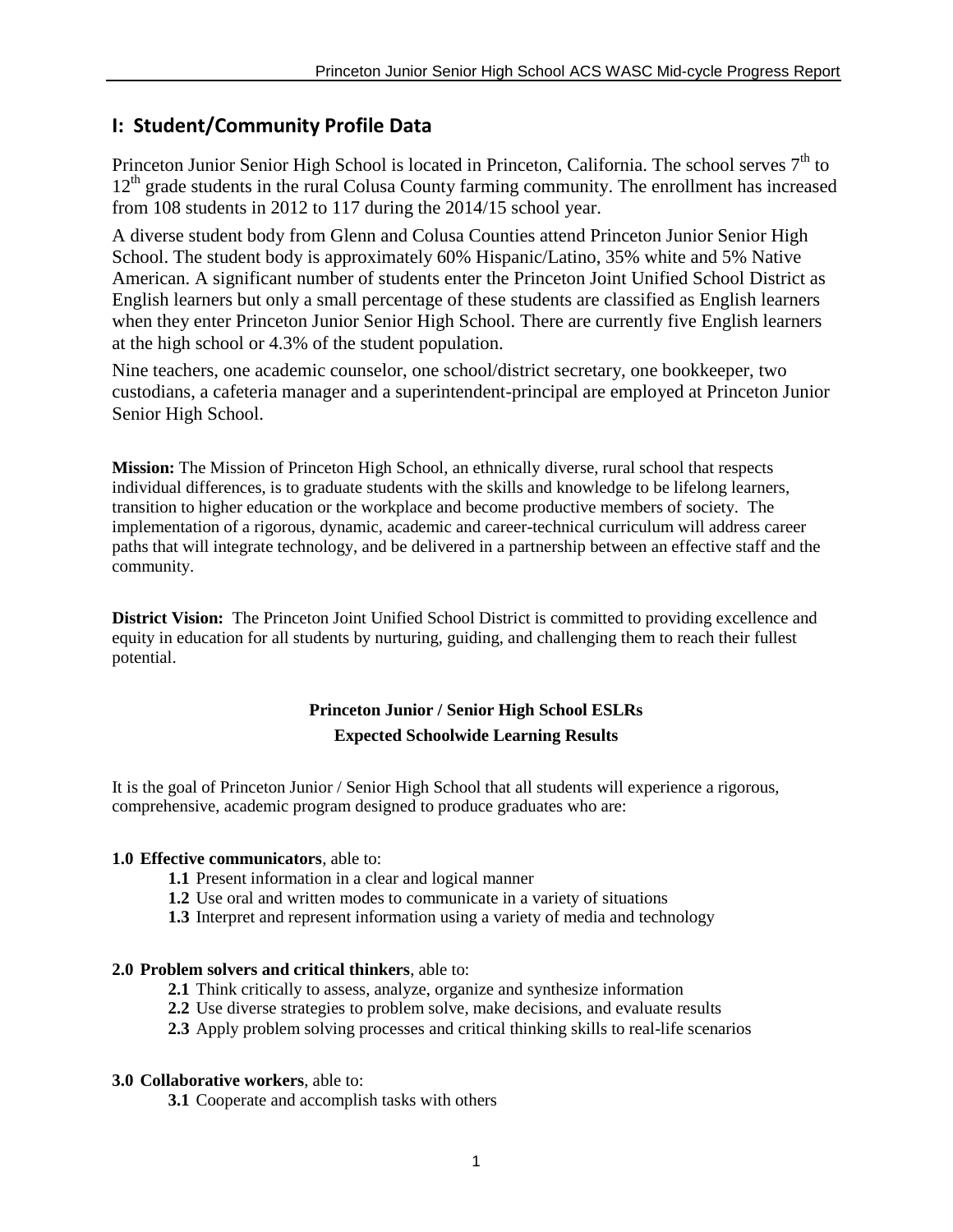## I: Student/Community Profile Data

Princeton Junior Senior High School is located in Princeton, California. The school serves 7th to 12th grade students in the rural Colusa County farming community. The enrollment has increased from 108 students in 2012 to 117 during the 2014/15 school year.

A diverse student body from Glenn and Colusa Counties attend Princeton Junior Senior High School. The student body is approximately 60% Hispanic/Latino, 35% white and 5% Native American. A significant number of students enter the Princeton Joint Unified School District as English learners but only a small percentage of these students are classified as English learners when they enter Princeton Junior Senior High School. There are currently five English learners at the high school or 4.3% of the student population.

Nine teachers, one academic counselor, one school/district secretary, one bookkeeper, two custodians, a cafeteria manager and a superintendent-principal are employed at Princeton Junior Senior High School.

**Mission:** The Mission of Princeton High School, an ethnically diverse, rural school that respects individual differences, is to graduate students with the skills and knowledge to be lifelong learners, transition to higher education or the workplace and become productive members of society. The implementation of a rigorous, dynamic, academic and career-technical curriculum will address career paths that will integrate technology, and be delivered in a partnership between an effective staff and the community.

**District Vision:** The Princeton Joint Unified School District is committed to providing excellence and equity in education for all students by nurturing, guiding, and challenging them to reach their fullest potential.

### Princeton Junior / Senior High School ESLRs
### Expected Schoolwide Learning Results

It is the goal of Princeton Junior / Senior High School that all students will experience a rigorous, comprehensive, academic program designed to produce graduates who are:

**1.0 Effective communicators**, able to:

- **1.1** Present information in a clear and logical manner
- **1.2** Use oral and written modes to communicate in a variety of situations
- **1.3** Interpret and represent information using a variety of media and technology

**2.0 Problem solvers and critical thinkers**, able to:

- **2.1** Think critically to assess, analyze, organize and synthesize information
- **2.2** Use diverse strategies to problem solve, make decisions, and evaluate results
- **2.3** Apply problem solving processes and critical thinking skills to real-life scenarios

**3.0 Collaborative workers**, able to:

- **3.1** Cooperate and accomplish tasks with others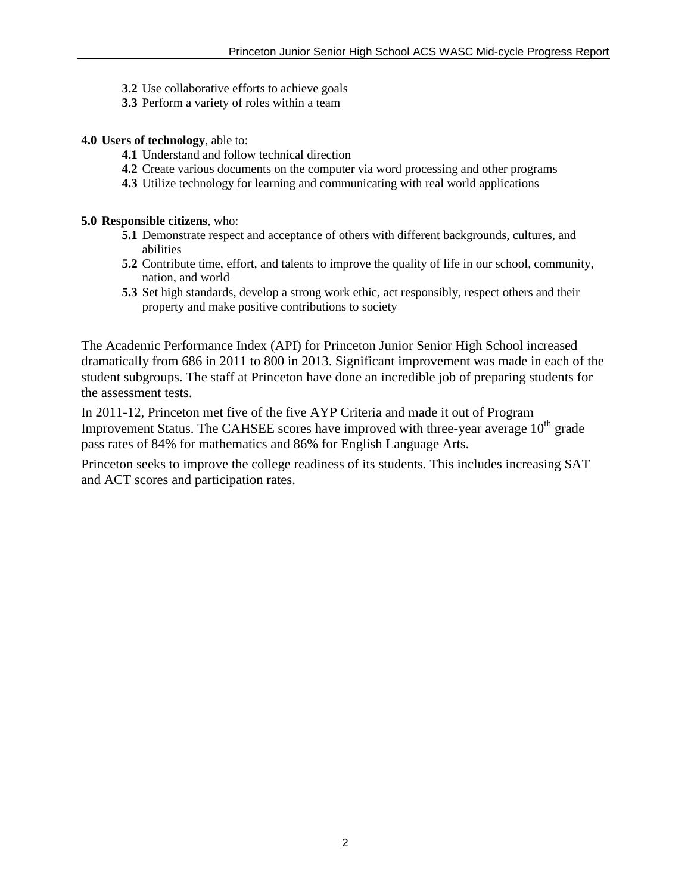- **3.2** Use collaborative efforts to achieve goals
- **3.3** Perform a variety of roles within a team

**4.0 Users of technology**, able to:

- **4.1** Understand and follow technical direction
- **4.2** Create various documents on the computer via word processing and other programs
- **4.3** Utilize technology for learning and communicating with real world applications

**5.0 Responsible citizens**, who:

- **5.1** Demonstrate respect and acceptance of others with different backgrounds, cultures, and abilities
- **5.2** Contribute time, effort, and talents to improve the quality of life in our school, community, nation, and world
- **5.3** Set high standards, develop a strong work ethic, act responsibly, respect others and their property and make positive contributions to society

The Academic Performance Index (API) for Princeton Junior Senior High School increased dramatically from 686 in 2011 to 800 in 2013. Significant improvement was made in each of the student subgroups. The staff at Princeton have done an incredible job of preparing students for the assessment tests.

In 2011-12, Princeton met five of the five AYP Criteria and made it out of Program Improvement Status. The CAHSEE scores have improved with three-year average 10th grade pass rates of 84% for mathematics and 86% for English Language Arts.

Princeton seeks to improve the college readiness of its students. This includes increasing SAT and ACT scores and participation rates.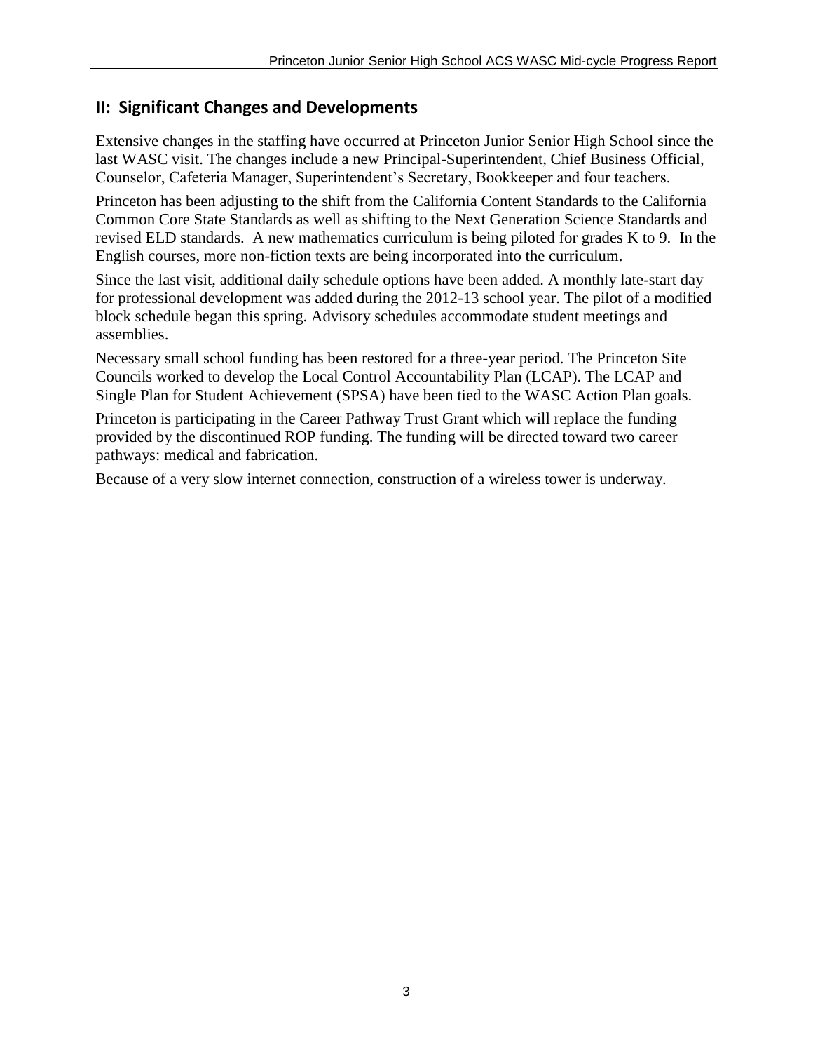## II: Significant Changes and Developments

Extensive changes in the staffing have occurred at Princeton Junior Senior High School since the last WASC visit. The changes include a new Principal-Superintendent, Chief Business Official, Counselor, Cafeteria Manager, Superintendent's Secretary, Bookkeeper and four teachers.

Princeton has been adjusting to the shift from the California Content Standards to the California Common Core State Standards as well as shifting to the Next Generation Science Standards and revised ELD standards. A new mathematics curriculum is being piloted for grades K to 9. In the English courses, more non-fiction texts are being incorporated into the curriculum.

Since the last visit, additional daily schedule options have been added. A monthly late-start day for professional development was added during the 2012-13 school year. The pilot of a modified block schedule began this spring. Advisory schedules accommodate student meetings and assemblies.

Necessary small school funding has been restored for a three-year period. The Princeton Site Councils worked to develop the Local Control Accountability Plan (LCAP). The LCAP and Single Plan for Student Achievement (SPSA) have been tied to the WASC Action Plan goals.

Princeton is participating in the Career Pathway Trust Grant which will replace the funding provided by the discontinued ROP funding. The funding will be directed toward two career pathways: medical and fabrication.

Because of a very slow internet connection, construction of a wireless tower is underway.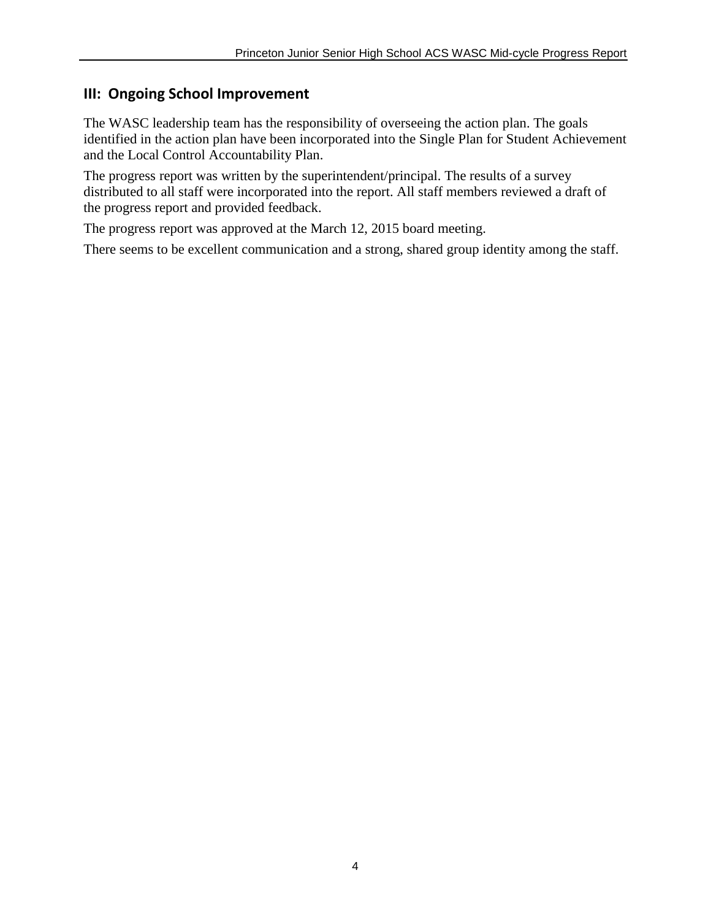## III: Ongoing School Improvement

The WASC leadership team has the responsibility of overseeing the action plan. The goals identified in the action plan have been incorporated into the Single Plan for Student Achievement and the Local Control Accountability Plan.

The progress report was written by the superintendent/principal. The results of a survey distributed to all staff were incorporated into the report. All staff members reviewed a draft of the progress report and provided feedback.

The progress report was approved at the March 12, 2015 board meeting.

There seems to be excellent communication and a strong, shared group identity among the staff.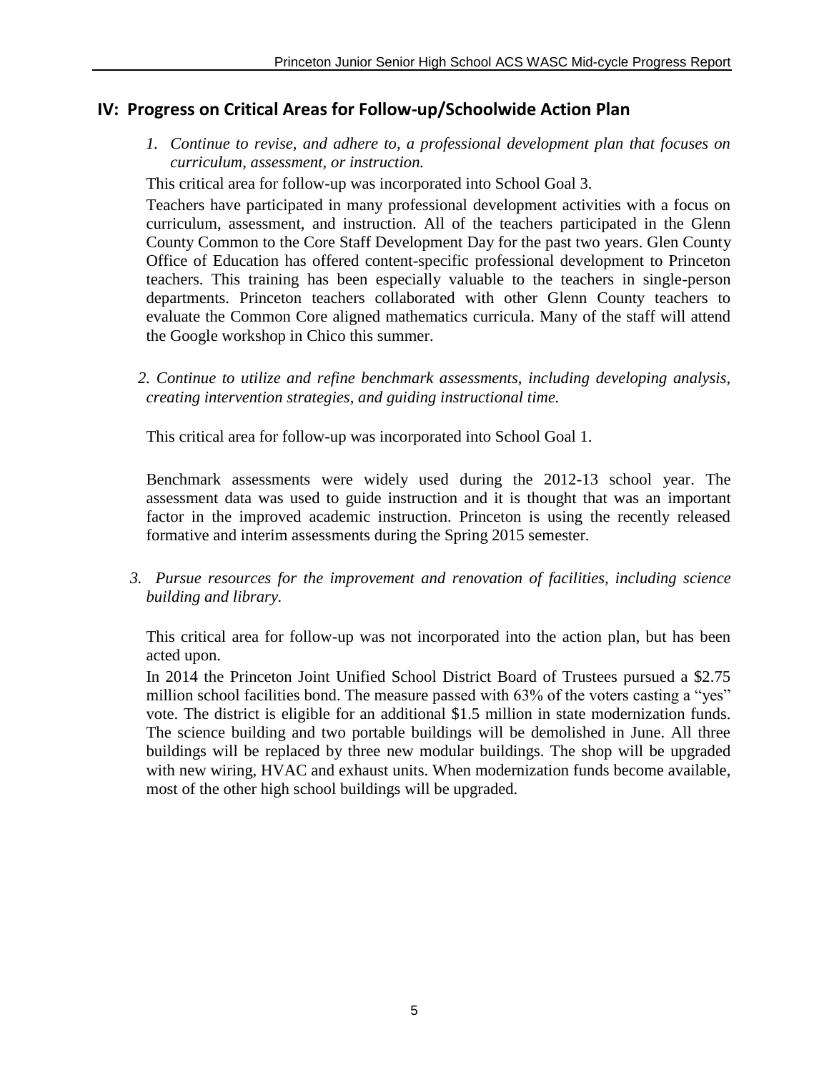## IV: Progress on Critical Areas for Follow-up/Schoolwide Action Plan

1. *Continue to revise, and adhere to, a professional development plan that focuses on curriculum, assessment, or instruction.*

This critical area for follow-up was incorporated into School Goal 3.

Teachers have participated in many professional development activities with a focus on curriculum, assessment, and instruction. All of the teachers participated in the Glenn County Common to the Core Staff Development Day for the past two years. Glen County Office of Education has offered content-specific professional development to Princeton teachers. This training has been especially valuable to the teachers in single-person departments. Princeton teachers collaborated with other Glenn County teachers to evaluate the Common Core aligned mathematics curricula. Many of the staff will attend the Google workshop in Chico this summer.

2. *Continue to utilize and refine benchmark assessments, including developing analysis, creating intervention strategies, and guiding instructional time.*

This critical area for follow-up was incorporated into School Goal 1.

Benchmark assessments were widely used during the 2012-13 school year. The assessment data was used to guide instruction and it is thought that was an important factor in the improved academic instruction. Princeton is using the recently released formative and interim assessments during the Spring 2015 semester.

3. *Pursue resources for the improvement and renovation of facilities, including science building and library.*

This critical area for follow-up was not incorporated into the action plan, but has been acted upon.

In 2014 the Princeton Joint Unified School District Board of Trustees pursued a $2.75 million school facilities bond. The measure passed with 63% of the voters casting a "yes" vote. The district is eligible for an additional $1.5 million in state modernization funds. The science building and two portable buildings will be demolished in June. All three buildings will be replaced by three new modular buildings. The shop will be upgraded with new wiring, HVAC and exhaust units. When modernization funds become available, most of the other high school buildings will be upgraded.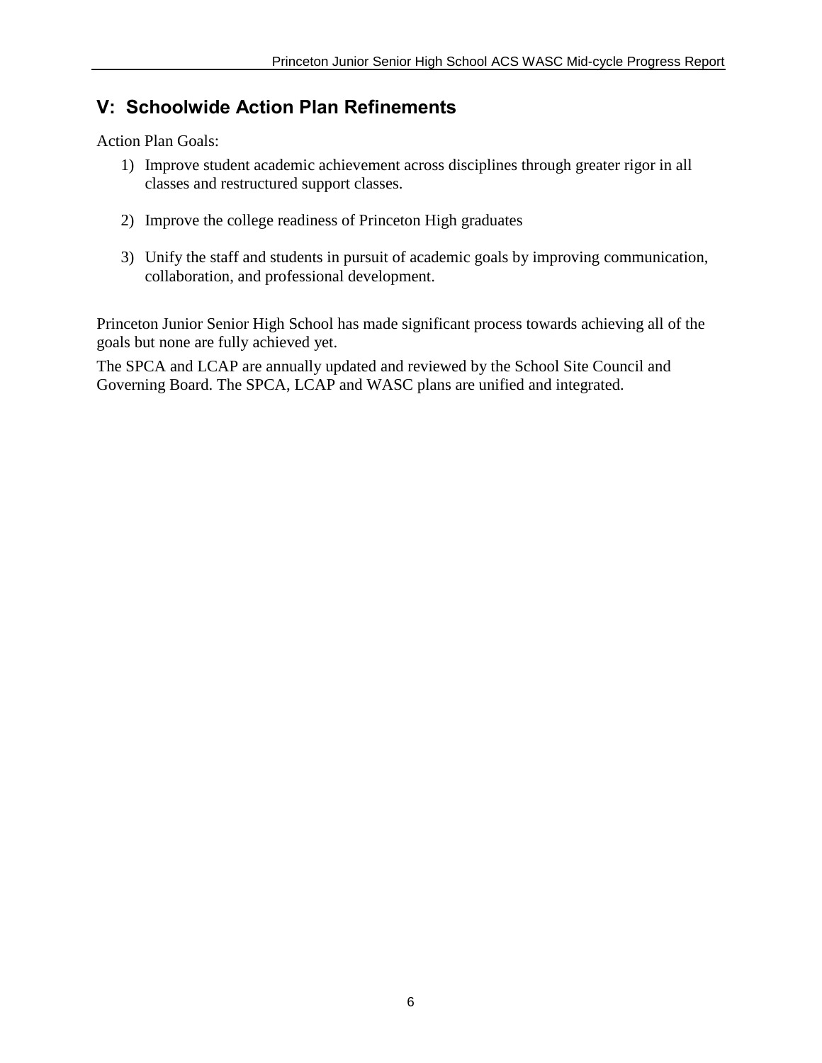## V: Schoolwide Action Plan Refinements

Action Plan Goals:

1) Improve student academic achievement across disciplines through greater rigor in all classes and restructured support classes.

2) Improve the college readiness of Princeton High graduates

3) Unify the staff and students in pursuit of academic goals by improving communication, collaboration, and professional development.

Princeton Junior Senior High School has made significant process towards achieving all of the goals but none are fully achieved yet.

The SPCA and LCAP are annually updated and reviewed by the School Site Council and Governing Board. The SPCA, LCAP and WASC plans are unified and integrated.